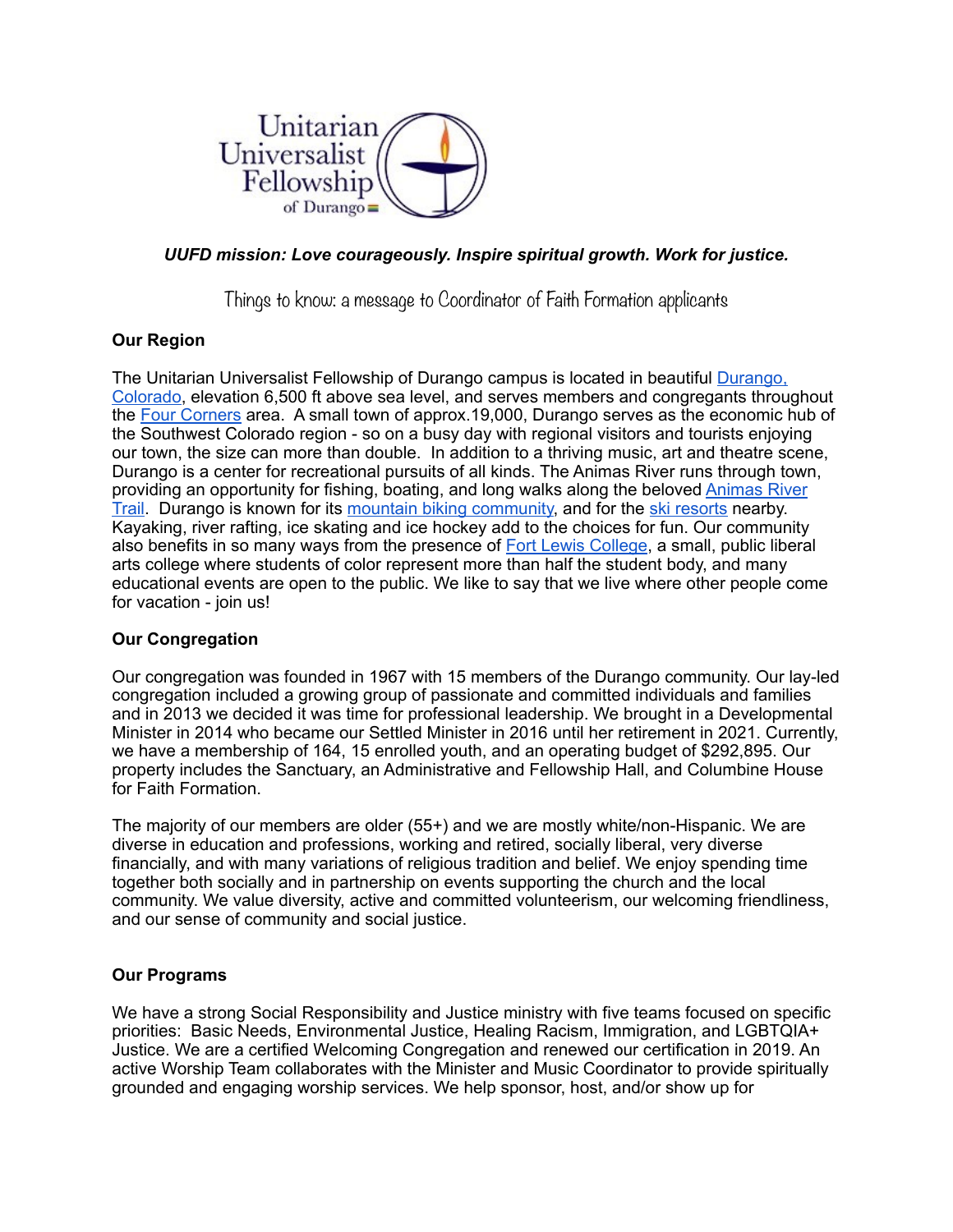*UUFD mission: Love courageously. Inspire spiritual growth. Work for justice.*

Things to know: a message to Coordinator of Faith Formation applicants

**Our Region**

The Unitarian Universalist Fellowship of Durango campus is located in beautiful Durango, Colorado, elevation 6,500 ft above sea level, and serves members and congregants throughout the Four Corners area. A small town of approx.19,000, Durango serves as the economic hub of the Southwest Colorado region - so on a busy day with regional visitors and tourists enjoying our town, the size can more than double. In addition to a thriving music, art and theatre scene, Durango is a center for recreational pursuits of all kinds. The Animas River runs through town, providing an opportunity for fishing, boating, and long walks along the beloved Animas River Trail. Durango is known for its mountain biking community, and for the ski resorts nearby. Kayaking, river rafting, ice skating and ice hockey add to the choices for fun. Our community also benefits in so many ways from the presence of Fort Lewis College, a small, public liberal arts college where students of color represent more than half the student body, and many educational events are open to the public. We like to say that we live where other people come for vacation - join us!

**Our Congregation**

Our congregation was founded in 1967 with 15 members of the Durango community. Our lay-led congregation included a growing group of passionate and committed individuals and families and in 2013 we decided it was time for professional leadership. We brought in a Developmental Minister in 2014 who became our Settled Minister in 2016 until her retirement in 2021. Currently, we have a membership of 164, 15 enrolled youth, and an operating budget of $292,895. Our property includes the Sanctuary, an Administrative and Fellowship Hall, and Columbine House for Faith Formation.

The majority of our members are older (55+) and we are mostly white/non-Hispanic. We are diverse in education and professions, working and retired, socially liberal, very diverse financially, and with many variations of religious tradition and belief. We enjoy spending time together both socially and in partnership on events supporting the church and the local community. We value diversity, active and committed volunteerism, our welcoming friendliness, and our sense of community and social justice.

**Our Programs**

We have a strong Social Responsibility and Justice ministry with five teams focused on specific priorities: Basic Needs, Environmental Justice, Healing Racism, Immigration, and LGBTQIA+ Justice. We are a certified Welcoming Congregation and renewed our certification in 2019. An active Worship Team collaborates with the Minister and Music Coordinator to provide spiritually grounded and engaging worship services. We help sponsor, host, and/or show up for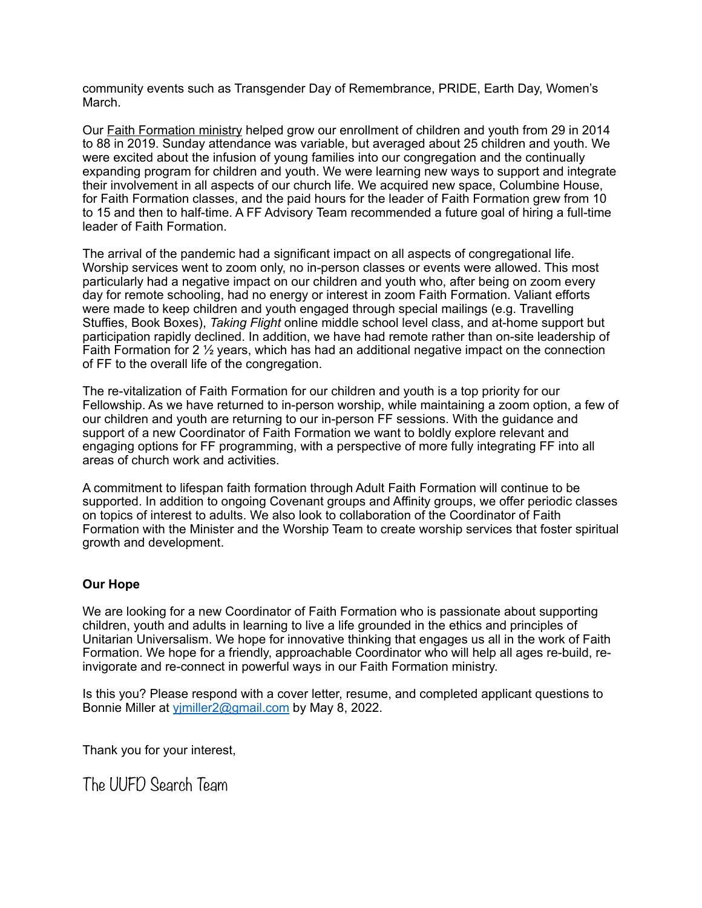community events such as Transgender Day of Remembrance, PRIDE, Earth Day, Women's March.

Our Faith Formation ministry helped grow our enrollment of children and youth from 29 in 2014 to 88 in 2019. Sunday attendance was variable, but averaged about 25 children and youth. We were excited about the infusion of young families into our congregation and the continually expanding program for children and youth. We were learning new ways to support and integrate their involvement in all aspects of our church life. We acquired new space, Columbine House, for Faith Formation classes, and the paid hours for the leader of Faith Formation grew from 10 to 15 and then to half-time. A FF Advisory Team recommended a future goal of hiring a full-time leader of Faith Formation.

The arrival of the pandemic had a significant impact on all aspects of congregational life. Worship services went to zoom only, no in-person classes or events were allowed. This most particularly had a negative impact on our children and youth who, after being on zoom every day for remote schooling, had no energy or interest in zoom Faith Formation. Valiant efforts were made to keep children and youth engaged through special mailings (e.g. Travelling Stuffies, Book Boxes), *Taking Flight* online middle school level class, and at-home support but participation rapidly declined. In addition, we have had remote rather than on-site leadership of Faith Formation for 2 ½ years, which has had an additional negative impact on the connection of FF to the overall life of the congregation.

The re-vitalization of Faith Formation for our children and youth is a top priority for our Fellowship. As we have returned to in-person worship, while maintaining a zoom option, a few of our children and youth are returning to our in-person FF sessions. With the guidance and support of a new Coordinator of Faith Formation we want to boldly explore relevant and engaging options for FF programming, with a perspective of more fully integrating FF into all areas of church work and activities.

A commitment to lifespan faith formation through Adult Faith Formation will continue to be supported. In addition to ongoing Covenant groups and Affinity groups, we offer periodic classes on topics of interest to adults. We also look to collaboration of the Coordinator of Faith Formation with the Minister and the Worship Team to create worship services that foster spiritual growth and development.

**Our Hope**

We are looking for a new Coordinator of Faith Formation who is passionate about supporting children, youth and adults in learning to live a life grounded in the ethics and principles of Unitarian Universalism. We hope for innovative thinking that engages us all in the work of Faith Formation. We hope for a friendly, approachable Coordinator who will help all ages re-build, re-invigorate and re-connect in powerful ways in our Faith Formation ministry.

Is this you? Please respond with a cover letter, resume, and completed applicant questions to Bonnie Miller at yjmiller2@gmail.com by May 8, 2022.

Thank you for your interest,

The UUFD Search Team